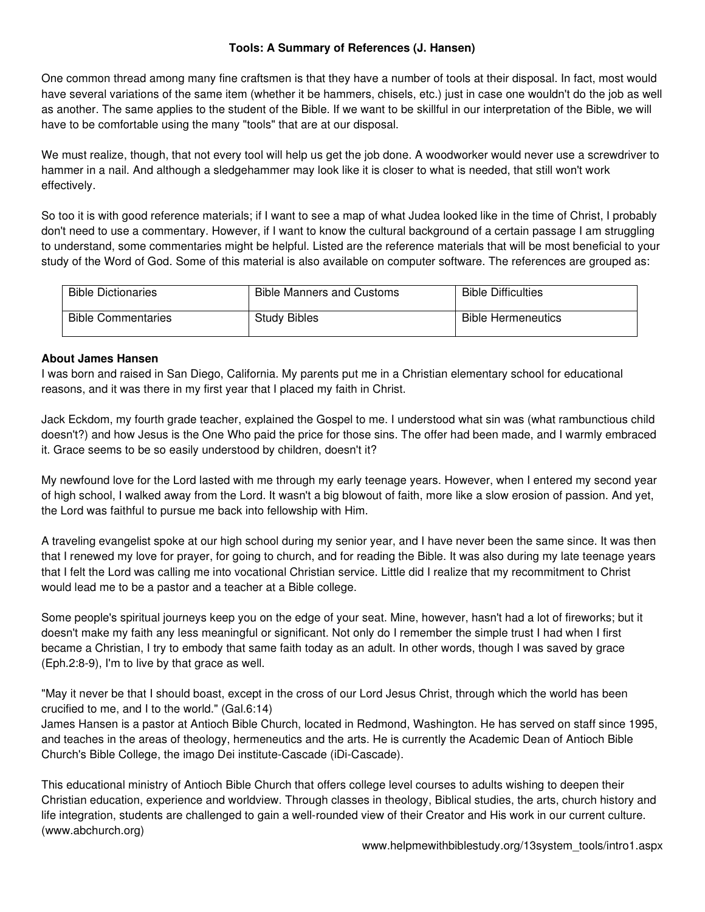## Tools: A Summary of References (J. Hansen)

One common thread among many fine craftsmen is that they have a number of tools at their disposal. In fact, most would have several variations of the same item (whether it be hammers, chisels, etc.) just in case one wouldn't do the job as well as another. The same applies to the student of the Bible. If we want to be skillful in our interpretation of the Bible, we will have to be comfortable using the many "tools" that are at our disposal.

We must realize, though, that not every tool will help us get the job done. A woodworker would never use a screwdriver to hammer in a nail. And although a sledgehammer may look like it is closer to what is needed, that still won't work effectively.

So too it is with good reference materials; if I want to see a map of what Judea looked like in the time of Christ, I probably don't need to use a commentary. However, if I want to know the cultural background of a certain passage I am struggling to understand, some commentaries might be helpful. Listed are the reference materials that will be most beneficial to your study of the Word of God. Some of this material is also available on computer software. The references are grouped as:

| Bible Dictionaries | Bible Manners and Customs | Bible Difficulties |
|---|---|---|
| Bible Commentaries | Study Bibles | Bible Hermeneutics |

**About James Hansen**

I was born and raised in San Diego, California. My parents put me in a Christian elementary school for educational reasons, and it was there in my first year that I placed my faith in Christ.

Jack Eckdom, my fourth grade teacher, explained the Gospel to me. I understood what sin was (what rambunctious child doesn't?) and how Jesus is the One Who paid the price for those sins. The offer had been made, and I warmly embraced it. Grace seems to be so easily understood by children, doesn't it?

My newfound love for the Lord lasted with me through my early teenage years. However, when I entered my second year of high school, I walked away from the Lord. It wasn't a big blowout of faith, more like a slow erosion of passion. And yet, the Lord was faithful to pursue me back into fellowship with Him.

A traveling evangelist spoke at our high school during my senior year, and I have never been the same since. It was then that I renewed my love for prayer, for going to church, and for reading the Bible. It was also during my late teenage years that I felt the Lord was calling me into vocational Christian service. Little did I realize that my recommitment to Christ would lead me to be a pastor and a teacher at a Bible college.

Some people's spiritual journeys keep you on the edge of your seat. Mine, however, hasn't had a lot of fireworks; but it doesn't make my faith any less meaningful or significant. Not only do I remember the simple trust I had when I first became a Christian, I try to embody that same faith today as an adult. In other words, though I was saved by grace (Eph.2:8-9), I'm to live by that grace as well.

"May it never be that I should boast, except in the cross of our Lord Jesus Christ, through which the world has been crucified to me, and I to the world." (Gal.6:14)

James Hansen is a pastor at Antioch Bible Church, located in Redmond, Washington. He has served on staff since 1995, and teaches in the areas of theology, hermeneutics and the arts. He is currently the Academic Dean of Antioch Bible Church's Bible College, the imago Dei institute-Cascade (iDi-Cascade).

This educational ministry of Antioch Bible Church that offers college level courses to adults wishing to deepen their Christian education, experience and worldview. Through classes in theology, Biblical studies, the arts, church history and life integration, students are challenged to gain a well-rounded view of their Creator and His work in our current culture. (www.abchurch.org)

www.helpmewithbiblestudy.org/13system_tools/intro1.aspx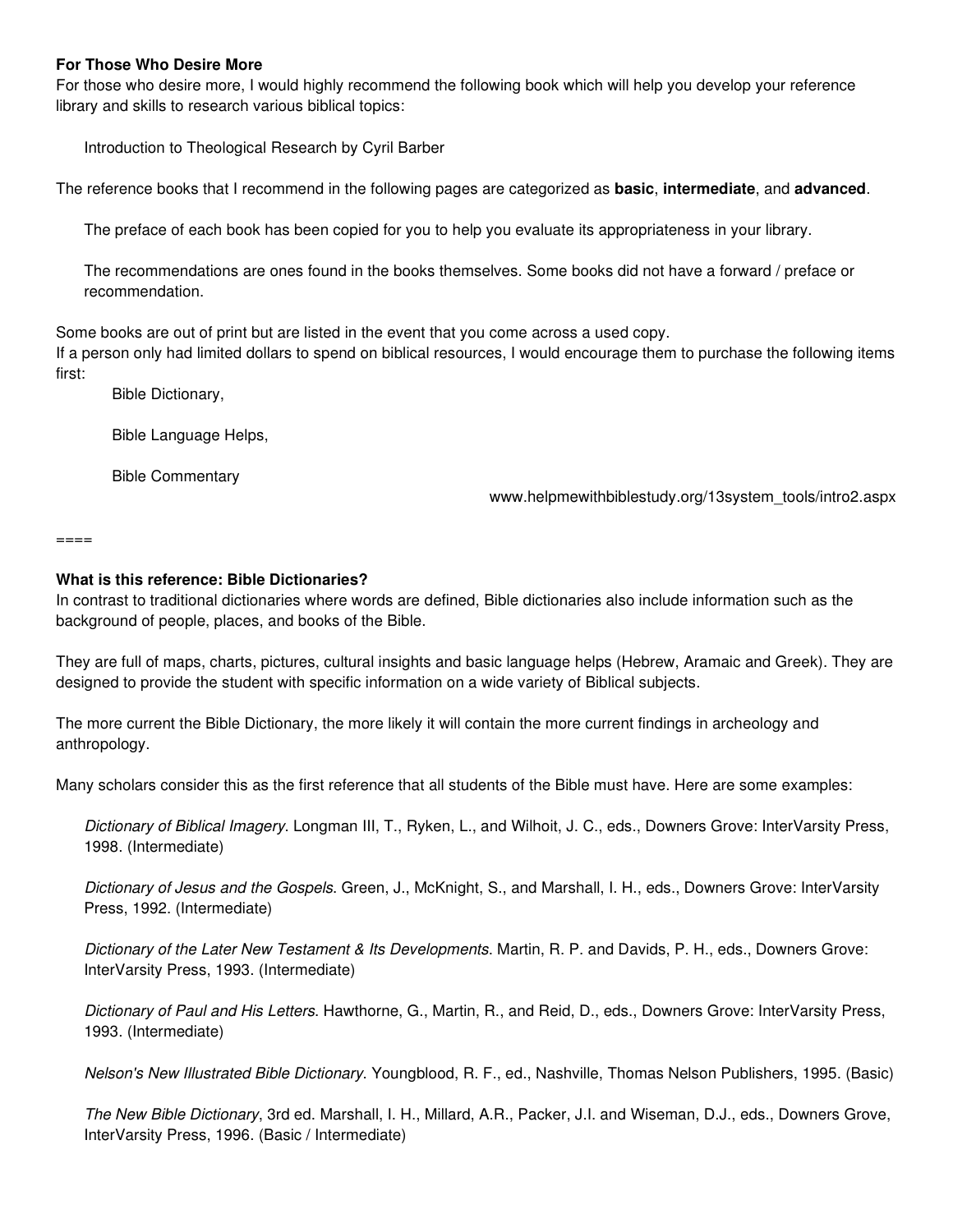**For Those Who Desire More**

For those who desire more, I would highly recommend the following book which will help you develop your reference library and skills to research various biblical topics:

> Introduction to Theological Research by Cyril Barber

The reference books that I recommend in the following pages are categorized as **basic**, **intermediate**, and **advanced**.

> The preface of each book has been copied for you to help you evaluate its appropriateness in your library.
>
> The recommendations are ones found in the books themselves. Some books did not have a forward / preface or recommendation.

Some books are out of print but are listed in the event that you come across a used copy.

If a person only had limited dollars to spend on biblical resources, I would encourage them to purchase the following items first:

> Bible Dictionary,
>
> Bible Language Helps,
>
> Bible Commentary

www.helpmewithbiblestudy.org/13system_tools/intro2.aspx

====

**What is this reference: Bible Dictionaries?**

In contrast to traditional dictionaries where words are defined, Bible dictionaries also include information such as the background of people, places, and books of the Bible.

They are full of maps, charts, pictures, cultural insights and basic language helps (Hebrew, Aramaic and Greek). They are designed to provide the student with specific information on a wide variety of Biblical subjects.

The more current the Bible Dictionary, the more likely it will contain the more current findings in archeology and anthropology.

Many scholars consider this as the first reference that all students of the Bible must have. Here are some examples:

> *Dictionary of Biblical Imagery*. Longman III, T., Ryken, L., and Wilhoit, J. C., eds., Downers Grove: InterVarsity Press, 1998. (Intermediate)
>
> *Dictionary of Jesus and the Gospels*. Green, J., McKnight, S., and Marshall, I. H., eds., Downers Grove: InterVarsity Press, 1992. (Intermediate)
>
> *Dictionary of the Later New Testament & Its Developments*. Martin, R. P. and Davids, P. H., eds., Downers Grove: InterVarsity Press, 1993. (Intermediate)
>
> *Dictionary of Paul and His Letters*. Hawthorne, G., Martin, R., and Reid, D., eds., Downers Grove: InterVarsity Press, 1993. (Intermediate)
>
> *Nelson's New Illustrated Bible Dictionary*. Youngblood, R. F., ed., Nashville, Thomas Nelson Publishers, 1995. (Basic)
>
> *The New Bible Dictionary*, 3rd ed. Marshall, I. H., Millard, A.R., Packer, J.I. and Wiseman, D.J., eds., Downers Grove, InterVarsity Press, 1996. (Basic / Intermediate)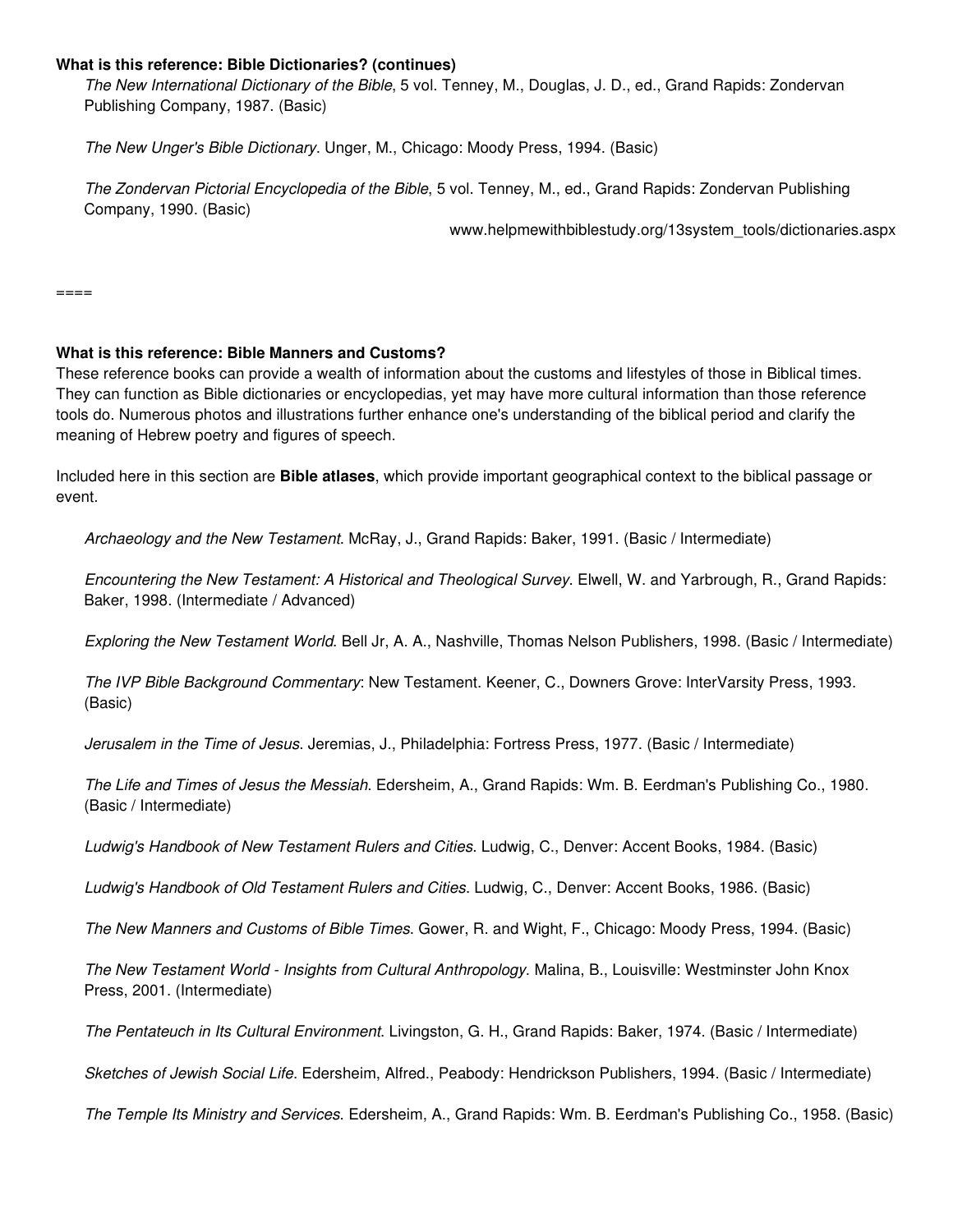**What is this reference: Bible Dictionaries? (continues)**

*The New International Dictionary of the Bible*, 5 vol. Tenney, M., Douglas, J. D., ed., Grand Rapids: Zondervan Publishing Company, 1987. (Basic)

*The New Unger's Bible Dictionary*. Unger, M., Chicago: Moody Press, 1994. (Basic)

*The Zondervan Pictorial Encyclopedia of the Bible*, 5 vol. Tenney, M., ed., Grand Rapids: Zondervan Publishing Company, 1990. (Basic)

www.helpmewithbiblestudy.org/13system_tools/dictionaries.aspx

====

**What is this reference: Bible Manners and Customs?**

These reference books can provide a wealth of information about the customs and lifestyles of those in Biblical times. They can function as Bible dictionaries or encyclopedias, yet may have more cultural information than those reference tools do. Numerous photos and illustrations further enhance one's understanding of the biblical period and clarify the meaning of Hebrew poetry and figures of speech.

Included here in this section are **Bible atlases**, which provide important geographical context to the biblical passage or event.

*Archaeology and the New Testament*. McRay, J., Grand Rapids: Baker, 1991. (Basic / Intermediate)

*Encountering the New Testament: A Historical and Theological Survey*. Elwell, W. and Yarbrough, R., Grand Rapids: Baker, 1998. (Intermediate / Advanced)

*Exploring the New Testament World*. Bell Jr, A. A., Nashville, Thomas Nelson Publishers, 1998. (Basic / Intermediate)

*The IVP Bible Background Commentary*: New Testament. Keener, C., Downers Grove: InterVarsity Press, 1993. (Basic)

*Jerusalem in the Time of Jesus*. Jeremias, J., Philadelphia: Fortress Press, 1977. (Basic / Intermediate)

*The Life and Times of Jesus the Messiah*. Edersheim, A., Grand Rapids: Wm. B. Eerdman's Publishing Co., 1980. (Basic / Intermediate)

*Ludwig's Handbook of New Testament Rulers and Cities*. Ludwig, C., Denver: Accent Books, 1984. (Basic)

*Ludwig's Handbook of Old Testament Rulers and Cities*. Ludwig, C., Denver: Accent Books, 1986. (Basic)

*The New Manners and Customs of Bible Times*. Gower, R. and Wight, F., Chicago: Moody Press, 1994. (Basic)

*The New Testament World - Insights from Cultural Anthropology*. Malina, B., Louisville: Westminster John Knox Press, 2001. (Intermediate)

*The Pentateuch in Its Cultural Environment*. Livingston, G. H., Grand Rapids: Baker, 1974. (Basic / Intermediate)

*Sketches of Jewish Social Life*. Edersheim, Alfred., Peabody: Hendrickson Publishers, 1994. (Basic / Intermediate)

*The Temple Its Ministry and Services*. Edersheim, A., Grand Rapids: Wm. B. Eerdman's Publishing Co., 1958. (Basic)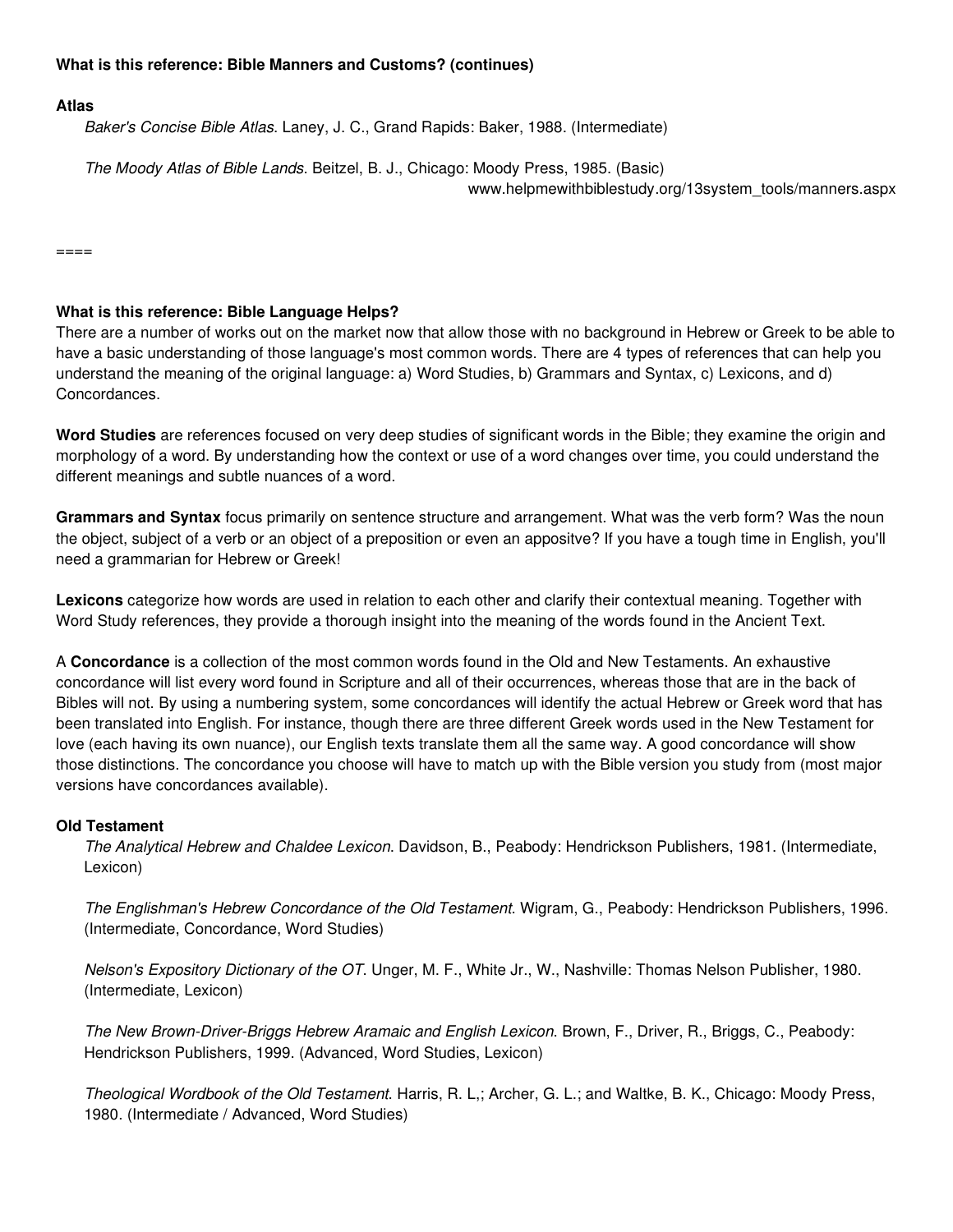**What is this reference: Bible Manners and Customs? (continues)**

**Atlas**

*Baker's Concise Bible Atlas*. Laney, J. C., Grand Rapids: Baker, 1988. (Intermediate)

*The Moody Atlas of Bible Lands*. Beitzel, B. J., Chicago: Moody Press, 1985. (Basic)

www.helpmewithbiblestudy.org/13system_tools/manners.aspx

====

**What is this reference: Bible Language Helps?**

There are a number of works out on the market now that allow those with no background in Hebrew or Greek to be able to have a basic understanding of those language's most common words. There are 4 types of references that can help you understand the meaning of the original language: a) Word Studies, b) Grammars and Syntax, c) Lexicons, and d) Concordances.

**Word Studies** are references focused on very deep studies of significant words in the Bible; they examine the origin and morphology of a word. By understanding how the context or use of a word changes over time, you could understand the different meanings and subtle nuances of a word.

**Grammars and Syntax** focus primarily on sentence structure and arrangement. What was the verb form? Was the noun the object, subject of a verb or an object of a preposition or even an appositve? If you have a tough time in English, you'll need a grammarian for Hebrew or Greek!

**Lexicons** categorize how words are used in relation to each other and clarify their contextual meaning. Together with Word Study references, they provide a thorough insight into the meaning of the words found in the Ancient Text.

A **Concordance** is a collection of the most common words found in the Old and New Testaments. An exhaustive concordance will list every word found in Scripture and all of their occurrences, whereas those that are in the back of Bibles will not. By using a numbering system, some concordances will identify the actual Hebrew or Greek word that has been translated into English. For instance, though there are three different Greek words used in the New Testament for love (each having its own nuance), our English texts translate them all the same way. A good concordance will show those distinctions. The concordance you choose will have to match up with the Bible version you study from (most major versions have concordances available).

**Old Testament**

*The Analytical Hebrew and Chaldee Lexicon*. Davidson, B., Peabody: Hendrickson Publishers, 1981. (Intermediate, Lexicon)

*The Englishman's Hebrew Concordance of the Old Testament*. Wigram, G., Peabody: Hendrickson Publishers, 1996. (Intermediate, Concordance, Word Studies)

*Nelson's Expository Dictionary of the OT*. Unger, M. F., White Jr., W., Nashville: Thomas Nelson Publisher, 1980. (Intermediate, Lexicon)

*The New Brown-Driver-Briggs Hebrew Aramaic and English Lexicon*. Brown, F., Driver, R., Briggs, C., Peabody: Hendrickson Publishers, 1999. (Advanced, Word Studies, Lexicon)

*Theological Wordbook of the Old Testament*. Harris, R. L,; Archer, G. L.; and Waltke, B. K., Chicago: Moody Press, 1980. (Intermediate / Advanced, Word Studies)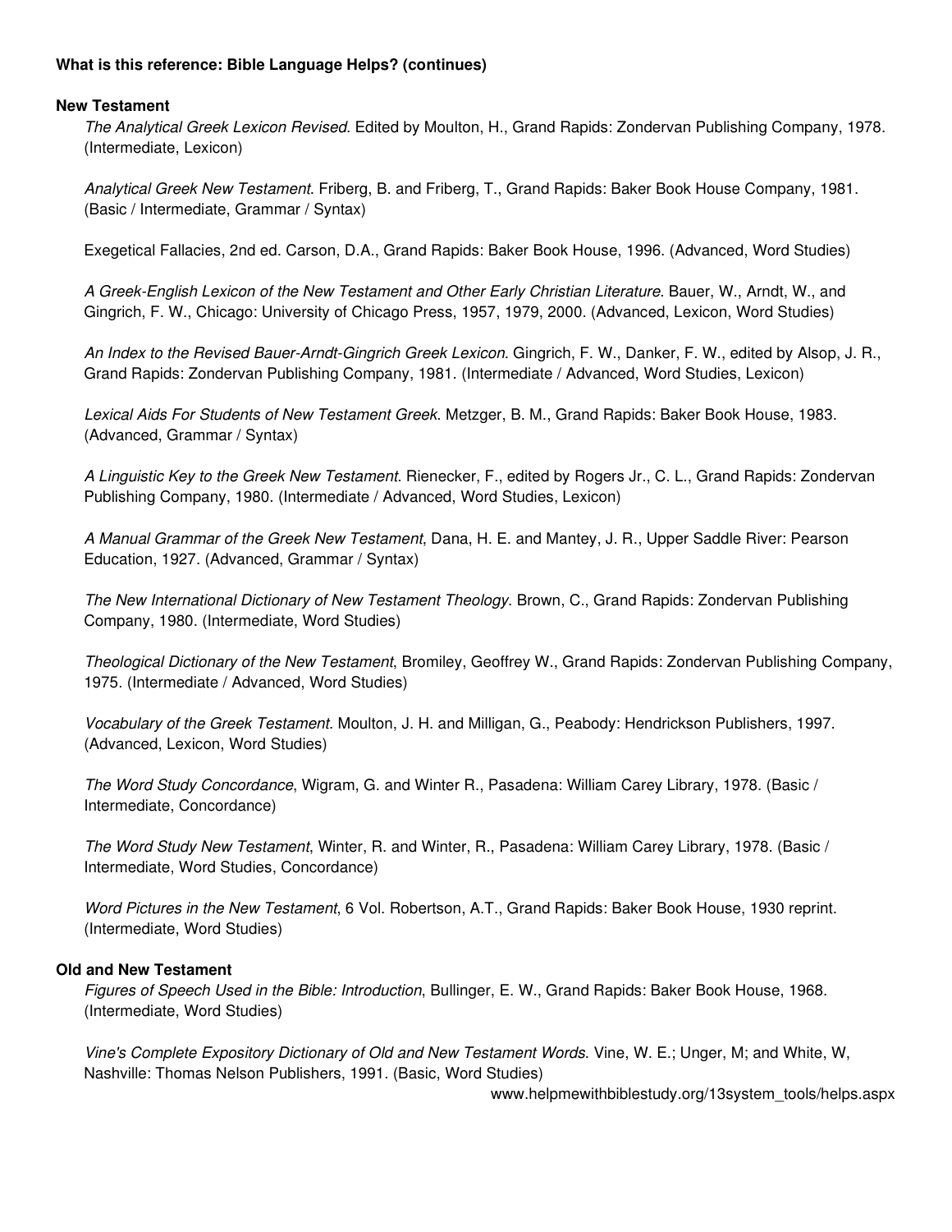**What is this reference: Bible Language Helps? (continues)**

**New Testament**

*The Analytical Greek Lexicon Revised*. Edited by Moulton, H., Grand Rapids: Zondervan Publishing Company, 1978. (Intermediate, Lexicon)

*Analytical Greek New Testament*. Friberg, B. and Friberg, T., Grand Rapids: Baker Book House Company, 1981. (Basic / Intermediate, Grammar / Syntax)

Exegetical Fallacies, 2nd ed. Carson, D.A., Grand Rapids: Baker Book House, 1996. (Advanced, Word Studies)

*A Greek-English Lexicon of the New Testament and Other Early Christian Literature*. Bauer, W., Arndt, W., and Gingrich, F. W., Chicago: University of Chicago Press, 1957, 1979, 2000. (Advanced, Lexicon, Word Studies)

*An Index to the Revised Bauer-Arndt-Gingrich Greek Lexicon*. Gingrich, F. W., Danker, F. W., edited by Alsop, J. R., Grand Rapids: Zondervan Publishing Company, 1981. (Intermediate / Advanced, Word Studies, Lexicon)

*Lexical Aids For Students of New Testament Greek*. Metzger, B. M., Grand Rapids: Baker Book House, 1983. (Advanced, Grammar / Syntax)

*A Linguistic Key to the Greek New Testament*. Rienecker, F., edited by Rogers Jr., C. L., Grand Rapids: Zondervan Publishing Company, 1980. (Intermediate / Advanced, Word Studies, Lexicon)

*A Manual Grammar of the Greek New Testament*, Dana, H. E. and Mantey, J. R., Upper Saddle River: Pearson Education, 1927. (Advanced, Grammar / Syntax)

*The New International Dictionary of New Testament Theology*. Brown, C., Grand Rapids: Zondervan Publishing Company, 1980. (Intermediate, Word Studies)

*Theological Dictionary of the New Testament*, Bromiley, Geoffrey W., Grand Rapids: Zondervan Publishing Company, 1975. (Intermediate / Advanced, Word Studies)

*Vocabulary of the Greek Testament*. Moulton, J. H. and Milligan, G., Peabody: Hendrickson Publishers, 1997. (Advanced, Lexicon, Word Studies)

*The Word Study Concordance*, Wigram, G. and Winter R., Pasadena: William Carey Library, 1978. (Basic / Intermediate, Concordance)

*The Word Study New Testament*, Winter, R. and Winter, R., Pasadena: William Carey Library, 1978. (Basic / Intermediate, Word Studies, Concordance)

*Word Pictures in the New Testament*, 6 Vol. Robertson, A.T., Grand Rapids: Baker Book House, 1930 reprint. (Intermediate, Word Studies)

**Old and New Testament**

*Figures of Speech Used in the Bible: Introduction*, Bullinger, E. W., Grand Rapids: Baker Book House, 1968. (Intermediate, Word Studies)

*Vine's Complete Expository Dictionary of Old and New Testament Words*. Vine, W. E.; Unger, M; and White, W, Nashville: Thomas Nelson Publishers, 1991. (Basic, Word Studies)

www.helpmewithbiblestudy.org/13system_tools/helps.aspx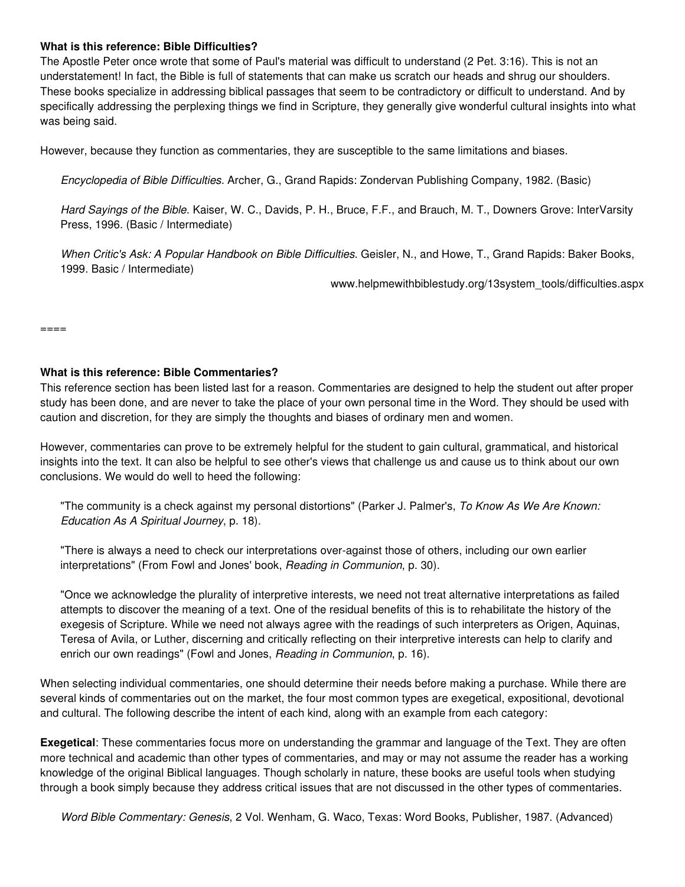**What is this reference: Bible Difficulties?**
The Apostle Peter once wrote that some of Paul's material was difficult to understand (2 Pet. 3:16). This is not an understatement! In fact, the Bible is full of statements that can make us scratch our heads and shrug our shoulders. These books specialize in addressing biblical passages that seem to be contradictory or difficult to understand. And by specifically addressing the perplexing things we find in Scripture, they generally give wonderful cultural insights into what was being said.

However, because they function as commentaries, they are susceptible to the same limitations and biases.

> *Encyclopedia of Bible Difficulties*. Archer, G., Grand Rapids: Zondervan Publishing Company, 1982. (Basic)
>
> *Hard Sayings of the Bible*. Kaiser, W. C., Davids, P. H., Bruce, F.F., and Brauch, M. T., Downers Grove: InterVarsity Press, 1996. (Basic / Intermediate)
>
> *When Critic's Ask: A Popular Handbook on Bible Difficulties*. Geisler, N., and Howe, T., Grand Rapids: Baker Books, 1999. Basic / Intermediate)

www.helpmewithbiblestudy.org/13system_tools/difficulties.aspx

====

**What is this reference: Bible Commentaries?**
This reference section has been listed last for a reason. Commentaries are designed to help the student out after proper study has been done, and are never to take the place of your own personal time in the Word. They should be used with caution and discretion, for they are simply the thoughts and biases of ordinary men and women.

However, commentaries can prove to be extremely helpful for the student to gain cultural, grammatical, and historical insights into the text. It can also be helpful to see other's views that challenge us and cause us to think about our own conclusions. We would do well to heed the following:

> "The community is a check against my personal distortions" (Parker J. Palmer's, *To Know As We Are Known: Education As A Spiritual Journey*, p. 18).
>
> "There is always a need to check our interpretations over-against those of others, including our own earlier interpretations" (From Fowl and Jones' book, *Reading in Communion*, p. 30).
>
> "Once we acknowledge the plurality of interpretive interests, we need not treat alternative interpretations as failed attempts to discover the meaning of a text. One of the residual benefits of this is to rehabilitate the history of the exegesis of Scripture. While we need not always agree with the readings of such interpreters as Origen, Aquinas, Teresa of Avila, or Luther, discerning and critically reflecting on their interpretive interests can help to clarify and enrich our own readings" (Fowl and Jones, *Reading in Communion*, p. 16).

When selecting individual commentaries, one should determine their needs before making a purchase. While there are several kinds of commentaries out on the market, the four most common types are exegetical, expositional, devotional and cultural. The following describe the intent of each kind, along with an example from each category:

**Exegetical**: These commentaries focus more on understanding the grammar and language of the Text. They are often more technical and academic than other types of commentaries, and may or may not assume the reader has a working knowledge of the original Biblical languages. Though scholarly in nature, these books are useful tools when studying through a book simply because they address critical issues that are not discussed in the other types of commentaries.

> *Word Bible Commentary: Genesis*, 2 Vol. Wenham, G. Waco, Texas: Word Books, Publisher, 1987. (Advanced)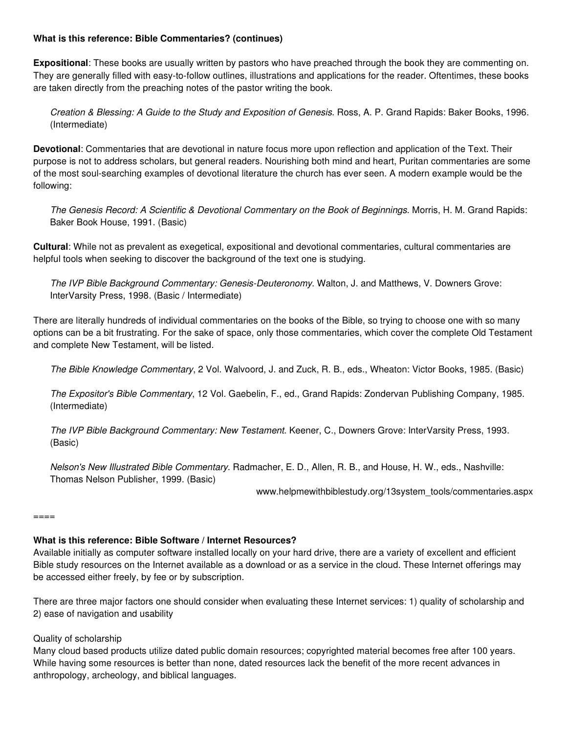**What is this reference: Bible Commentaries? (continues)**

**Expositional**: These books are usually written by pastors who have preached through the book they are commenting on. They are generally filled with easy-to-follow outlines, illustrations and applications for the reader. Oftentimes, these books are taken directly from the preaching notes of the pastor writing the book.

> *Creation & Blessing: A Guide to the Study and Exposition of Genesis*. Ross, A. P. Grand Rapids: Baker Books, 1996. (Intermediate)

**Devotional**: Commentaries that are devotional in nature focus more upon reflection and application of the Text. Their purpose is not to address scholars, but general readers. Nourishing both mind and heart, Puritan commentaries are some of the most soul-searching examples of devotional literature the church has ever seen. A modern example would be the following:

> *The Genesis Record: A Scientific & Devotional Commentary on the Book of Beginnings*. Morris, H. M. Grand Rapids: Baker Book House, 1991. (Basic)

**Cultural**: While not as prevalent as exegetical, expositional and devotional commentaries, cultural commentaries are helpful tools when seeking to discover the background of the text one is studying.

> *The IVP Bible Background Commentary: Genesis-Deuteronomy*. Walton, J. and Matthews, V. Downers Grove: InterVarsity Press, 1998. (Basic / Intermediate)

There are literally hundreds of individual commentaries on the books of the Bible, so trying to choose one with so many options can be a bit frustrating. For the sake of space, only those commentaries, which cover the complete Old Testament and complete New Testament, will be listed.

> *The Bible Knowledge Commentary*, 2 Vol. Walvoord, J. and Zuck, R. B., eds., Wheaton: Victor Books, 1985. (Basic)

> *The Expositor's Bible Commentary*, 12 Vol. Gaebelin, F., ed., Grand Rapids: Zondervan Publishing Company, 1985. (Intermediate)

> *The IVP Bible Background Commentary: New Testament*. Keener, C., Downers Grove: InterVarsity Press, 1993. (Basic)

> *Nelson's New Illustrated Bible Commentary*. Radmacher, E. D., Allen, R. B., and House, H. W., eds., Nashville: Thomas Nelson Publisher, 1999. (Basic)

www.helpmewithbiblestudy.org/13system_tools/commentaries.aspx

====

**What is this reference: Bible Software / Internet Resources?**

Available initially as computer software installed locally on your hard drive, there are a variety of excellent and efficient Bible study resources on the Internet available as a download or as a service in the cloud. These Internet offerings may be accessed either freely, by fee or by subscription.

There are three major factors one should consider when evaluating these Internet services: 1) quality of scholarship and 2) ease of navigation and usability

Quality of scholarship

Many cloud based products utilize dated public domain resources; copyrighted material becomes free after 100 years. While having some resources is better than none, dated resources lack the benefit of the more recent advances in anthropology, archeology, and biblical languages.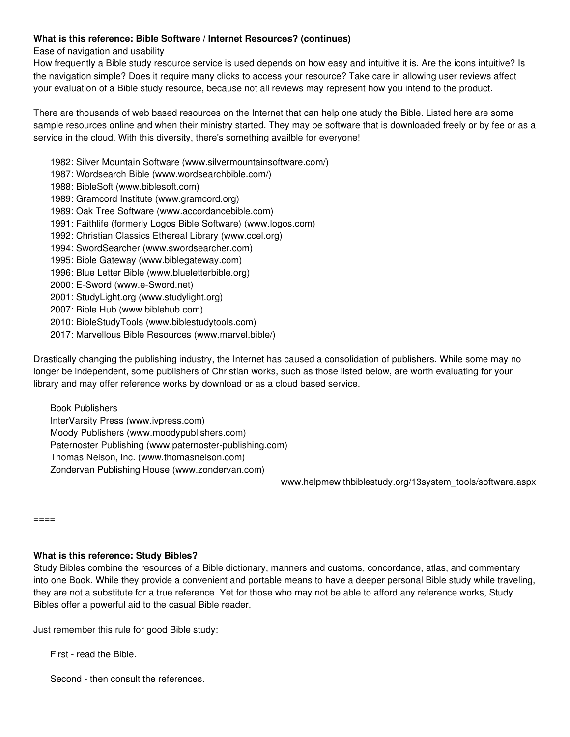**What is this reference: Bible Software / Internet Resources? (continues)**

Ease of navigation and usability

How frequently a Bible study resource service is used depends on how easy and intuitive it is. Are the icons intuitive? Is the navigation simple? Does it require many clicks to access your resource? Take care in allowing user reviews affect your evaluation of a Bible study resource, because not all reviews may represent how you intend to the product.

There are thousands of web based resources on the Internet that can help one study the Bible. Listed here are some sample resources online and when their ministry started. They may be software that is downloaded freely or by fee or as a service in the cloud. With this diversity, there's something availble for everyone!

- 1982: Silver Mountain Software (www.silvermountainsoftware.com/)
- 1987: Wordsearch Bible (www.wordsearchbible.com/)
- 1988: BibleSoft (www.biblesoft.com)
- 1989: Gramcord Institute (www.gramcord.org)
- 1989: Oak Tree Software (www.accordancebible.com)
- 1991: Faithlife (formerly Logos Bible Software) (www.logos.com)
- 1992: Christian Classics Ethereal Library (www.ccel.org)
- 1994: SwordSearcher (www.swordsearcher.com)
- 1995: Bible Gateway (www.biblegateway.com)
- 1996: Blue Letter Bible (www.blueletterbible.org)
- 2000: E-Sword (www.e-Sword.net)
- 2001: StudyLight.org (www.studylight.org)
- 2007: Bible Hub (www.biblehub.com)
- 2010: BibleStudyTools (www.biblestudytools.com)
- 2017: Marvellous Bible Resources (www.marvel.bible/)

Drastically changing the publishing industry, the Internet has caused a consolidation of publishers. While some may no longer be independent, some publishers of Christian works, such as those listed below, are worth evaluating for your library and may offer reference works by download or as a cloud based service.

Book Publishers
- InterVarsity Press (www.ivpress.com)
- Moody Publishers (www.moodypublishers.com)
- Paternoster Publishing (www.paternoster-publishing.com)
- Thomas Nelson, Inc. (www.thomasnelson.com)
- Zondervan Publishing House (www.zondervan.com)

www.helpmewithbiblestudy.org/13system_tools/software.aspx

====

**What is this reference: Study Bibles?**

Study Bibles combine the resources of a Bible dictionary, manners and customs, concordance, atlas, and commentary into one Book. While they provide a convenient and portable means to have a deeper personal Bible study while traveling, they are not a substitute for a true reference. Yet for those who may not be able to afford any reference works, Study Bibles offer a powerful aid to the casual Bible reader.

Just remember this rule for good Bible study:

First - read the Bible.

Second - then consult the references.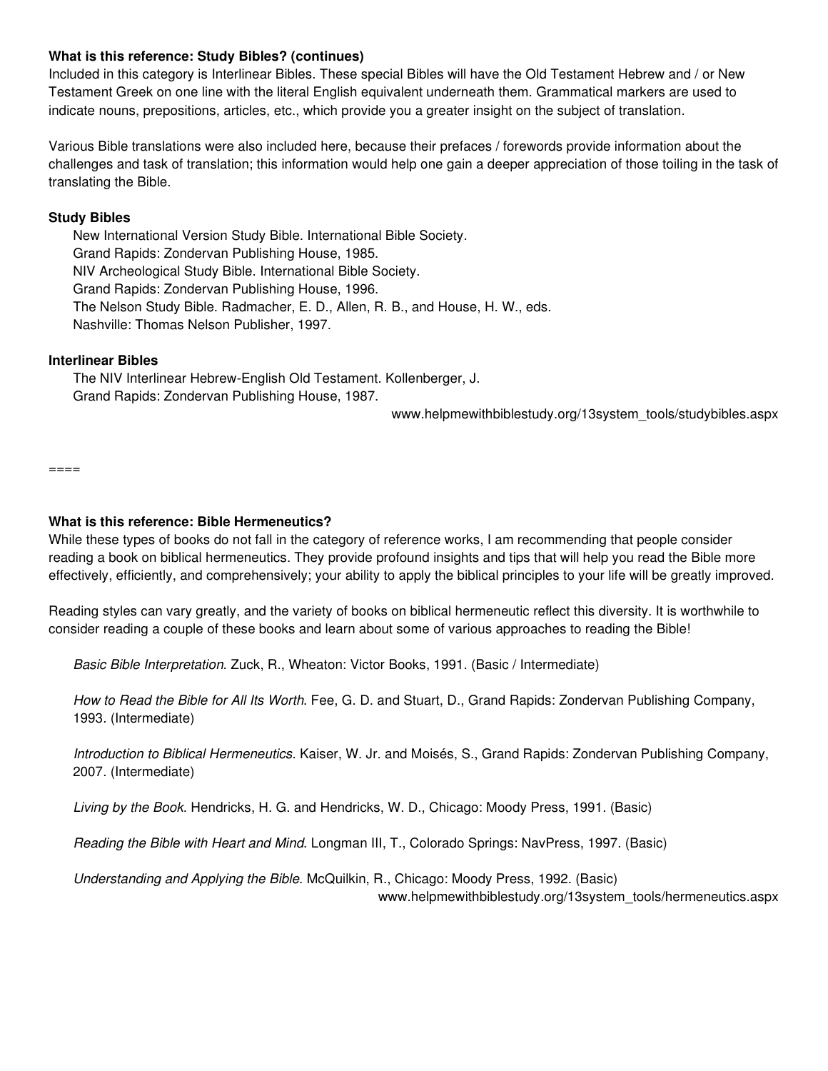**What is this reference: Study Bibles? (continues)**

Included in this category is Interlinear Bibles. These special Bibles will have the Old Testament Hebrew and / or New Testament Greek on one line with the literal English equivalent underneath them. Grammatical markers are used to indicate nouns, prepositions, articles, etc., which provide you a greater insight on the subject of translation.

Various Bible translations were also included here, because their prefaces / forewords provide information about the challenges and task of translation; this information would help one gain a deeper appreciation of those toiling in the task of translating the Bible.

**Study Bibles**

New International Version Study Bible. International Bible Society.
Grand Rapids: Zondervan Publishing House, 1985.
NIV Archeological Study Bible. International Bible Society.
Grand Rapids: Zondervan Publishing House, 1996.
The Nelson Study Bible. Radmacher, E. D., Allen, R. B., and House, H. W., eds.
Nashville: Thomas Nelson Publisher, 1997.

**Interlinear Bibles**

The NIV Interlinear Hebrew-English Old Testament. Kollenberger, J.
Grand Rapids: Zondervan Publishing House, 1987.

www.helpmewithbiblestudy.org/13system_tools/studybibles.aspx

====

**What is this reference: Bible Hermeneutics?**

While these types of books do not fall in the category of reference works, I am recommending that people consider reading a book on biblical hermeneutics. They provide profound insights and tips that will help you read the Bible more effectively, efficiently, and comprehensively; your ability to apply the biblical principles to your life will be greatly improved.

Reading styles can vary greatly, and the variety of books on biblical hermeneutic reflect this diversity. It is worthwhile to consider reading a couple of these books and learn about some of various approaches to reading the Bible!

*Basic Bible Interpretation*. Zuck, R., Wheaton: Victor Books, 1991. (Basic / Intermediate)

*How to Read the Bible for All Its Worth*. Fee, G. D. and Stuart, D., Grand Rapids: Zondervan Publishing Company, 1993. (Intermediate)

*Introduction to Biblical Hermeneutics*. Kaiser, W. Jr. and Moisés, S., Grand Rapids: Zondervan Publishing Company, 2007. (Intermediate)

*Living by the Book*. Hendricks, H. G. and Hendricks, W. D., Chicago: Moody Press, 1991. (Basic)

*Reading the Bible with Heart and Mind*. Longman III, T., Colorado Springs: NavPress, 1997. (Basic)

*Understanding and Applying the Bible*. McQuilkin, R., Chicago: Moody Press, 1992. (Basic)

www.helpmewithbiblestudy.org/13system_tools/hermeneutics.aspx